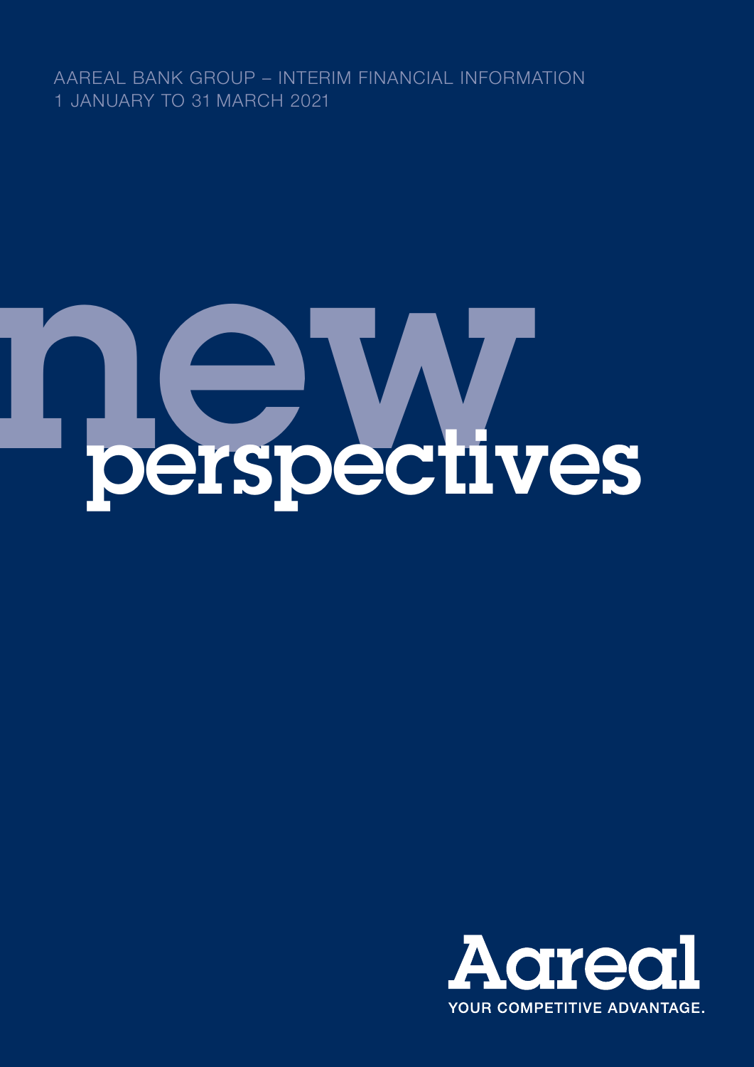AAREAL BANK GROUP – INTERIM FINANCIAL INFORMATION
1 JANUARY TO 31 MARCH 2021

# new perspectives

Aareal
YOUR COMPETITIVE ADVANTAGE.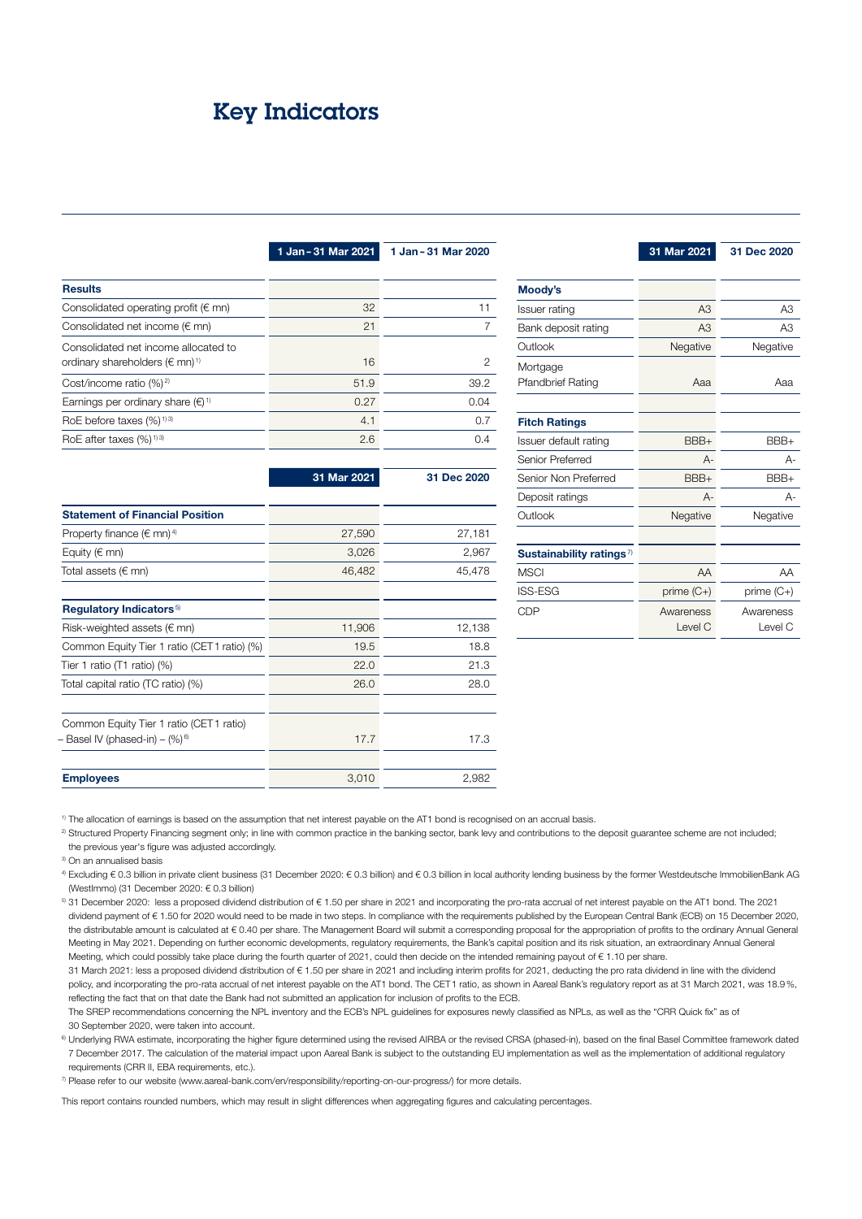# Key Indicators

| | 1 Jan – 31 Mar 2021 | 1 Jan – 31 Mar 2020 |
|---|---|---|
| **Results** | | |
| Consolidated operating profit (€ mn) | 32 | 11 |
| Consolidated net income (€ mn) | 21 | 7 |
| Consolidated net income allocated to ordinary shareholders (€ mn)[1] | 16 | 2 |
| Cost/income ratio (%)[2] | 51.9 | 39.2 |
| Earnings per ordinary share (€)[1] | 0.27 | 0.04 |
| RoE before taxes (%)[1][3] | 4.1 | 0.7 |
| RoE after taxes (%)[1][3] | 2.6 | 0.4 |

| | 31 Mar 2021 | 31 Dec 2020 |
|---|---|---|
| **Statement of Financial Position** | | |
| Property finance (€ mn)[4] | 27,590 | 27,181 |
| Equity (€ mn) | 3,026 | 2,967 |
| Total assets (€ mn) | 46,482 | 45,478 |
| **Regulatory Indicators**[5] | | |
| Risk-weighted assets (€ mn) | 11,906 | 12,138 |
| Common Equity Tier 1 ratio (CET1 ratio) (%) | 19.5 | 18.8 |
| Tier 1 ratio (T1 ratio) (%) | 22.0 | 21.3 |
| Total capital ratio (TC ratio) (%) | 26.0 | 28.0 |
| Common Equity Tier 1 ratio (CET1 ratio) – Basel IV (phased-in) – (%)[6] | 17.7 | 17.3 |
| **Employees** | 3,010 | 2,982 |

| | 31 Mar 2021 | 31 Dec 2020 |
|---|---|---|
| **Moody's** | | |
| Issuer rating | A3 | A3 |
| Bank deposit rating | A3 | A3 |
| Outlook | Negative | Negative |
| Mortgage Pfandbrief Rating | Aaa | Aaa |
| **Fitch Ratings** | | |
| Issuer default rating | BBB+ | BBB+ |
| Senior Preferred | A- | A- |
| Senior Non Preferred | BBB+ | BBB+ |
| Deposit ratings | A- | A- |
| Outlook | Negative | Negative |
| **Sustainability ratings**[7] | | |
| MSCI | AA | AA |
| ISS-ESG | prime (C+) | prime (C+) |
| CDP | Awareness Level C | Awareness Level C |

[1] The allocation of earnings is based on the assumption that net interest payable on the AT1 bond is recognised on an accrual basis.

[2] Structured Property Financing segment only; in line with common practice in the banking sector, bank levy and contributions to the deposit guarantee scheme are not included; the previous year's figure was adjusted accordingly.

[3] On an annualised basis

[4] Excluding € 0.3 billion in private client business (31 December 2020: € 0.3 billion) and € 0.3 billion in local authority lending business by the former Westdeutsche ImmobilienBank AG (WestImmo) (31 December 2020: € 0.3 billion)

[5] 31 December 2020: less a proposed dividend distribution of € 1.50 per share in 2021 and incorporating the pro-rata accrual of net interest payable on the AT1 bond. The 2021 dividend payment of € 1.50 for 2020 would need to be made in two steps. In compliance with the requirements published by the European Central Bank (ECB) on 15 December 2020, the distributable amount is calculated at € 0.40 per share. The Management Board will submit a corresponding proposal for the appropriation of profits to the ordinary Annual General Meeting in May 2021. Depending on further economic developments, regulatory requirements, the Bank's capital position and its risk situation, an extraordinary Annual General Meeting, which could possibly take place during the fourth quarter of 2021, could then decide on the intended remaining payout of € 1.10 per share.
31 March 2021: less a proposed dividend distribution of € 1.50 per share in 2021 and including interim profits for 2021, deducting the pro rata dividend in line with the dividend policy, and incorporating the pro-rata accrual of net interest payable on the AT1 bond. The CET1 ratio, as shown in Aareal Bank's regulatory report as at 31 March 2021, was 18.9 %, reflecting the fact that on that date the Bank had not submitted an application for inclusion of profits to the ECB.
The SREP recommendations concerning the NPL inventory and the ECB's NPL guidelines for exposures newly classified as NPLs, as well as the "CRR Quick fix" as of 30 September 2020, were taken into account.

[6] Underlying RWA estimate, incorporating the higher figure determined using the revised AIRBA or the revised CRSA (phased-in), based on the final Basel Committee framework dated 7 December 2017. The calculation of the material impact upon Aareal Bank is subject to the outstanding EU implementation as well as the implementation of additional regulatory requirements (CRR II, EBA requirements, etc.).

[7] Please refer to our website (www.aareal-bank.com/en/responsibility/reporting-on-our-progress/) for more details.

This report contains rounded numbers, which may result in slight differences when aggregating figures and calculating percentages.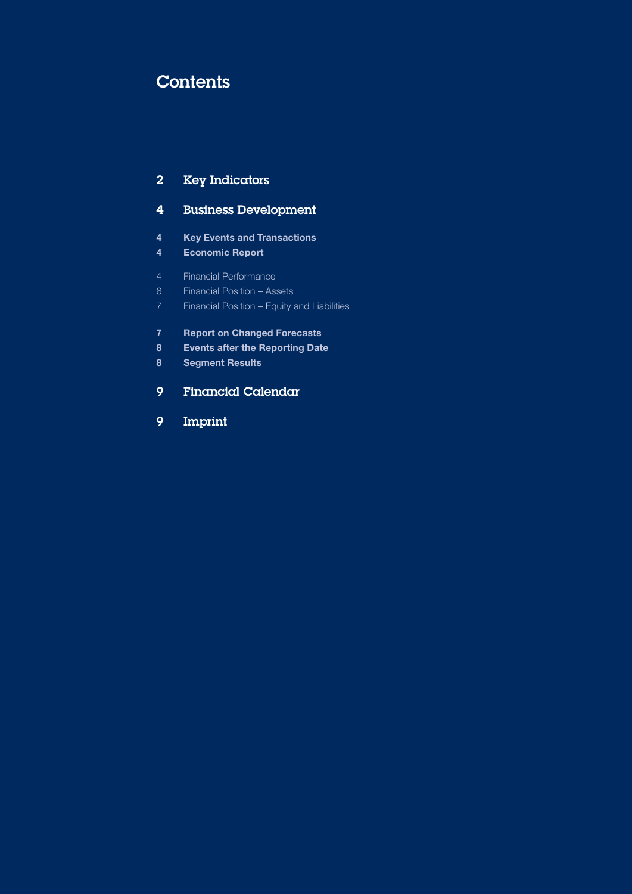# Contents

| | |
|---|---|
| **2** | **Key Indicators** |
| **4** | **Business Development** |
| **4** | **Key Events and Transactions** |
| **4** | **Economic Report** |
| 4 | Financial Performance |
| 6 | Financial Position – Assets |
| 7 | Financial Position – Equity and Liabilities |
| **7** | **Report on Changed Forecasts** |
| **8** | **Events after the Reporting Date** |
| **8** | **Segment Results** |
| **9** | **Financial Calendar** |
| **9** | **Imprint** |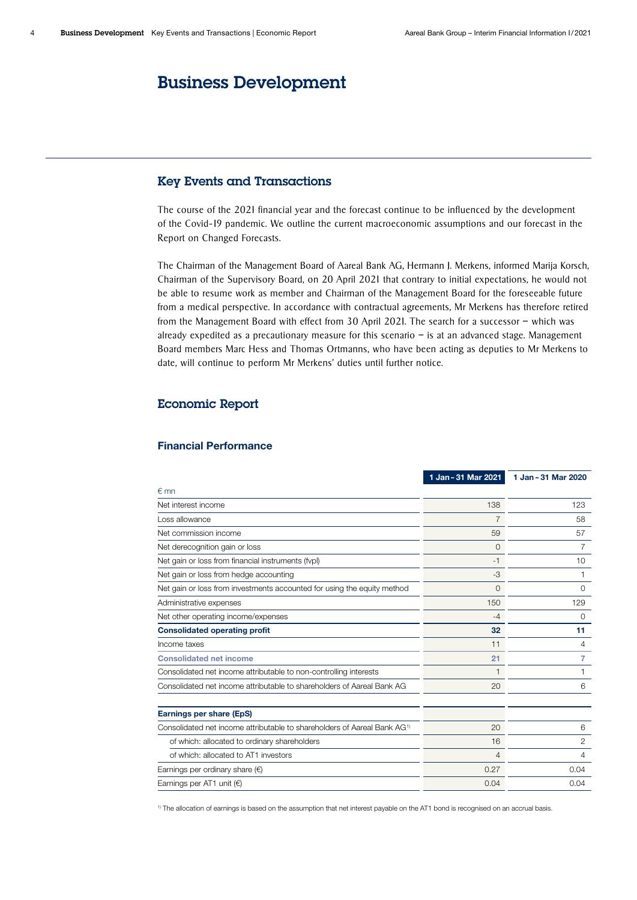# Business Development

## Key Events and Transactions

The course of the 2021 financial year and the forecast continue to be influenced by the development of the Covid-19 pandemic. We outline the current macroeconomic assumptions and our forecast in the Report on Changed Forecasts.

The Chairman of the Management Board of Aareal Bank AG, Hermann J. Merkens, informed Marija Korsch, Chairman of the Supervisory Board, on 20 April 2021 that contrary to initial expectations, he would not be able to resume work as member and Chairman of the Management Board for the foreseeable future from a medical perspective. In accordance with contractual agreements, Mr Merkens has therefore retired from the Management Board with effect from 30 April 2021. The search for a successor – which was already expedited as a precautionary measure for this scenario – is at an advanced stage. Management Board members Marc Hess and Thomas Ortmanns, who have been acting as deputies to Mr Merkens to date, will continue to perform Mr Merkens' duties until further notice.

## Economic Report

### Financial Performance

| € mn | 1 Jan - 31 Mar 2021 | 1 Jan - 31 Mar 2020 |
|---|---|---|
| Net interest income | 138 | 123 |
| Loss allowance | 7 | 58 |
| Net commission income | 59 | 57 |
| Net derecognition gain or loss | 0 | 7 |
| Net gain or loss from financial instruments (fvpl) | -1 | 10 |
| Net gain or loss from hedge accounting | -3 | 1 |
| Net gain or loss from investments accounted for using the equity method | 0 | 0 |
| Administrative expenses | 150 | 129 |
| Net other operating income/expenses | -4 | 0 |
| **Consolidated operating profit** | **32** | **11** |
| Income taxes | 11 | 4 |
| **Consolidated net income** | **21** | **7** |
| Consolidated net income attributable to non-controlling interests | 1 | 1 |
| Consolidated net income attributable to shareholders of Aareal Bank AG | 20 | 6 |
| | | |
| **Earnings per share (EpS)** | | |
| Consolidated net income attributable to shareholders of Aareal Bank AG[1] | 20 | 6 |
| of which: allocated to ordinary shareholders | 16 | 2 |
| of which: allocated to AT1 investors | 4 | 4 |
| Earnings per ordinary share (€) | 0.27 | 0.04 |
| Earnings per AT1 unit (€) | 0.04 | 0.04 |

[1] The allocation of earnings is based on the assumption that net interest payable on the AT1 bond is recognised on an accrual basis.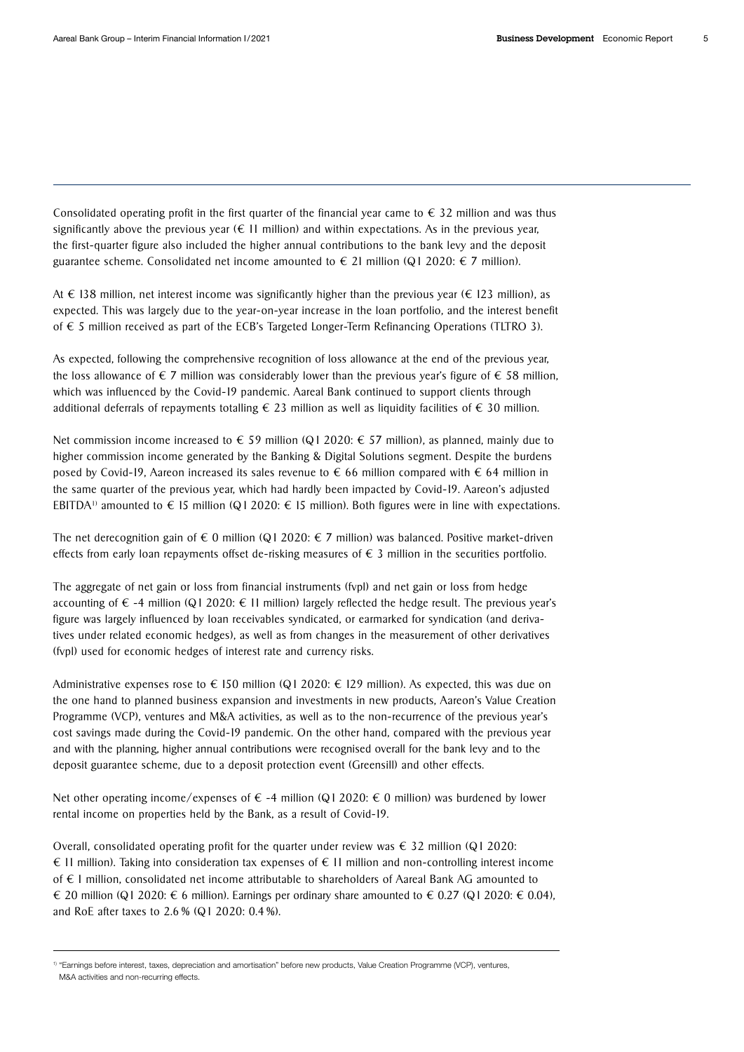Consolidated operating profit in the first quarter of the financial year came to € 32 million and was thus significantly above the previous year (€ 11 million) and within expectations. As in the previous year, the first-quarter figure also included the higher annual contributions to the bank levy and the deposit guarantee scheme. Consolidated net income amounted to € 21 million (Q1 2020: € 7 million).

At € 138 million, net interest income was significantly higher than the previous year (€ 123 million), as expected. This was largely due to the year-on-year increase in the loan portfolio, and the interest benefit of € 5 million received as part of the ECB's Targeted Longer-Term Refinancing Operations (TLTRO 3).

As expected, following the comprehensive recognition of loss allowance at the end of the previous year, the loss allowance of € 7 million was considerably lower than the previous year's figure of € 58 million, which was influenced by the Covid-19 pandemic. Aareal Bank continued to support clients through additional deferrals of repayments totalling € 23 million as well as liquidity facilities of € 30 million.

Net commission income increased to € 59 million (Q1 2020: € 57 million), as planned, mainly due to higher commission income generated by the Banking & Digital Solutions segment. Despite the burdens posed by Covid-19, Aareon increased its sales revenue to € 66 million compared with € 64 million in the same quarter of the previous year, which had hardly been impacted by Covid-19. Aareon's adjusted EBITDA[1] amounted to € 15 million (Q1 2020: € 15 million). Both figures were in line with expectations.

The net derecognition gain of € 0 million (Q1 2020: € 7 million) was balanced. Positive market-driven effects from early loan repayments offset de-risking measures of € 3 million in the securities portfolio.

The aggregate of net gain or loss from financial instruments (fvpl) and net gain or loss from hedge accounting of € -4 million (Q1 2020: € 11 million) largely reflected the hedge result. The previous year's figure was largely influenced by loan receivables syndicated, or earmarked for syndication (and derivatives under related economic hedges), as well as from changes in the measurement of other derivatives (fvpl) used for economic hedges of interest rate and currency risks.

Administrative expenses rose to € 150 million (Q1 2020: € 129 million). As expected, this was due on the one hand to planned business expansion and investments in new products, Aareon's Value Creation Programme (VCP), ventures and M&A activities, as well as to the non-recurrence of the previous year's cost savings made during the Covid-19 pandemic. On the other hand, compared with the previous year and with the planning, higher annual contributions were recognised overall for the bank levy and to the deposit guarantee scheme, due to a deposit protection event (Greensill) and other effects.

Net other operating income/expenses of € -4 million (Q1 2020: € 0 million) was burdened by lower rental income on properties held by the Bank, as a result of Covid-19.

Overall, consolidated operating profit for the quarter under review was € 32 million (Q1 2020: € 11 million). Taking into consideration tax expenses of € 11 million and non-controlling interest income of € 1 million, consolidated net income attributable to shareholders of Aareal Bank AG amounted to € 20 million (Q1 2020: € 6 million). Earnings per ordinary share amounted to € 0.27 (Q1 2020: € 0.04), and RoE after taxes to 2.6 % (Q1 2020: 0.4 %).

---

[1] "Earnings before interest, taxes, depreciation and amortisation" before new products, Value Creation Programme (VCP), ventures, M&A activities and non-recurring effects.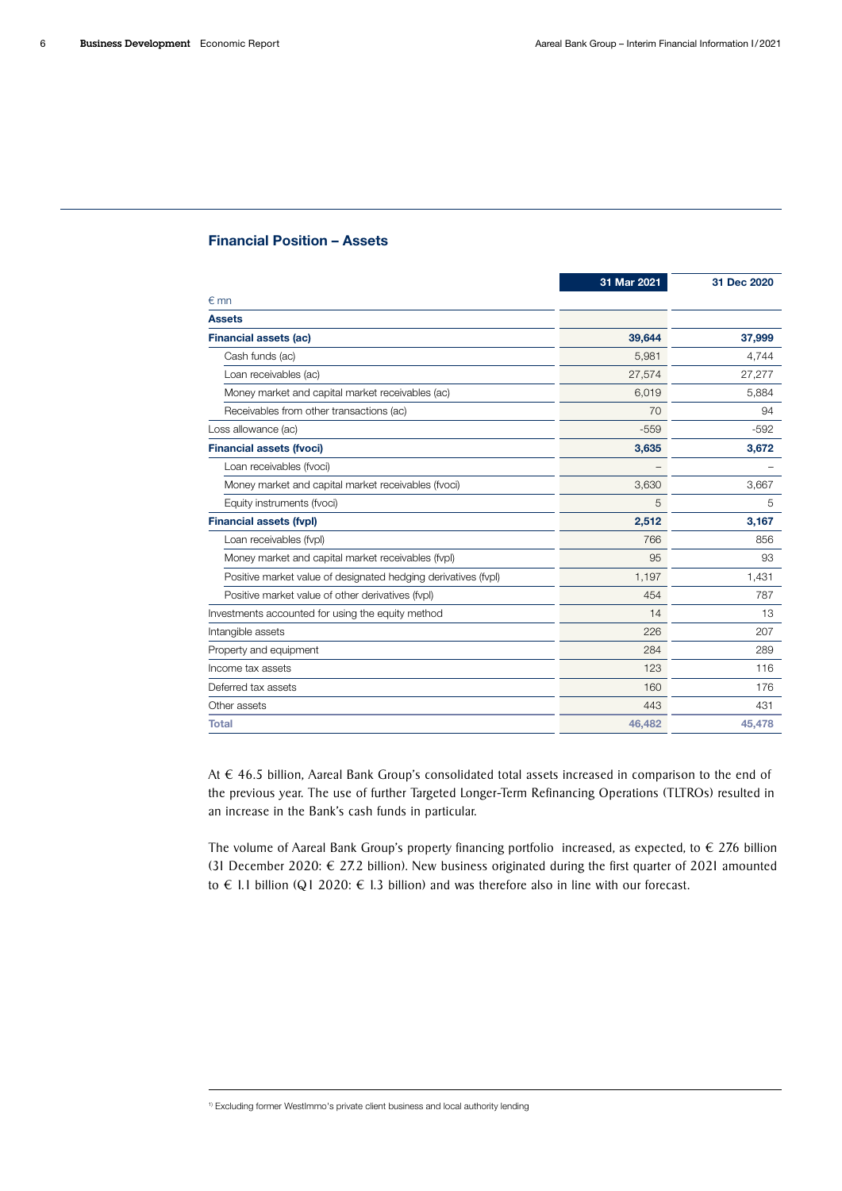## Financial Position – Assets

| € mn | 31 Mar 2021 | 31 Dec 2020 |
|---|---|---|
| **Assets** | | |
| **Financial assets (ac)** | **39,644** | **37,999** |
| Cash funds (ac) | 5,981 | 4,744 |
| Loan receivables (ac) | 27,574 | 27,277 |
| Money market and capital market receivables (ac) | 6,019 | 5,884 |
| Receivables from other transactions (ac) | 70 | 94 |
| Loss allowance (ac) | -559 | -592 |
| **Financial assets (fvoci)** | **3,635** | **3,672** |
| Loan receivables (fvoci) | – | – |
| Money market and capital market receivables (fvoci) | 3,630 | 3,667 |
| Equity instruments (fvoci) | 5 | 5 |
| **Financial assets (fvpl)** | **2,512** | **3,167** |
| Loan receivables (fvpl) | 766 | 856 |
| Money market and capital market receivables (fvpl) | 95 | 93 |
| Positive market value of designated hedging derivatives (fvpl) | 1,197 | 1,431 |
| Positive market value of other derivatives (fvpl) | 454 | 787 |
| Investments accounted for using the equity method | 14 | 13 |
| Intangible assets | 226 | 207 |
| Property and equipment | 284 | 289 |
| Income tax assets | 123 | 116 |
| Deferred tax assets | 160 | 176 |
| Other assets | 443 | 431 |
| **Total** | **46,482** | **45,478** |

At € 46.5 billion, Aareal Bank Group's consolidated total assets increased in comparison to the end of the previous year. The use of further Targeted Longer-Term Refinancing Operations (TLTROs) resulted in an increase in the Bank's cash funds in particular.

The volume of Aareal Bank Group's property financing portfolio[1] increased, as expected, to € 27.6 billion (31 December 2020: € 27.2 billion). New business originated during the first quarter of 2021 amounted to € 1.1 billion (Q1 2020: € 1.3 billion) and was therefore also in line with our forecast.

[1] Excluding former WestImmo's private client business and local authority lending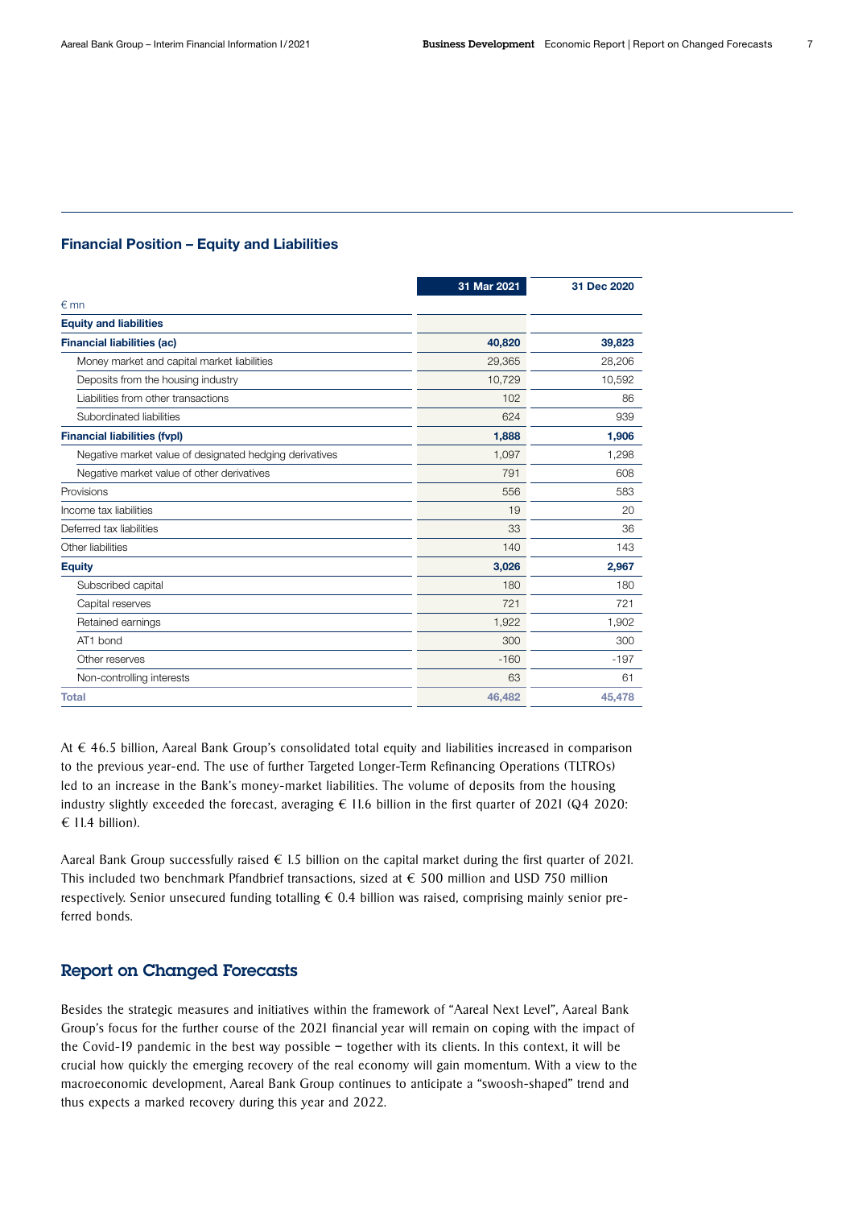### Financial Position – Equity and Liabilities

| € mn | 31 Mar 2021 | 31 Dec 2020 |
|---|---|---|
| **Equity and liabilities** | | |
| **Financial liabilities (ac)** | **40,820** | **39,823** |
| Money market and capital market liabilities | 29,365 | 28,206 |
| Deposits from the housing industry | 10,729 | 10,592 |
| Liabilities from other transactions | 102 | 86 |
| Subordinated liabilities | 624 | 939 |
| **Financial liabilities (fvpl)** | **1,888** | **1,906** |
| Negative market value of designated hedging derivatives | 1,097 | 1,298 |
| Negative market value of other derivatives | 791 | 608 |
| Provisions | 556 | 583 |
| Income tax liabilities | 19 | 20 |
| Deferred tax liabilities | 33 | 36 |
| Other liabilities | 140 | 143 |
| **Equity** | **3,026** | **2,967** |
| Subscribed capital | 180 | 180 |
| Capital reserves | 721 | 721 |
| Retained earnings | 1,922 | 1,902 |
| AT1 bond | 300 | 300 |
| Other reserves | -160 | -197 |
| Non-controlling interests | 63 | 61 |
| **Total** | **46,482** | **45,478** |

At € 46.5 billion, Aareal Bank Group's consolidated total equity and liabilities increased in comparison to the previous year-end. The use of further Targeted Longer-Term Refinancing Operations (TLTROs) led to an increase in the Bank's money-market liabilities. The volume of deposits from the housing industry slightly exceeded the forecast, averaging € 11.6 billion in the first quarter of 2021 (Q4 2020: € 11.4 billion).

Aareal Bank Group successfully raised € 1.5 billion on the capital market during the first quarter of 2021. This included two benchmark Pfandbrief transactions, sized at € 500 million and USD 750 million respectively. Senior unsecured funding totalling € 0.4 billion was raised, comprising mainly senior preferred bonds.

## Report on Changed Forecasts

Besides the strategic measures and initiatives within the framework of "Aareal Next Level", Aareal Bank Group's focus for the further course of the 2021 financial year will remain on coping with the impact of the Covid-19 pandemic in the best way possible – together with its clients. In this context, it will be crucial how quickly the emerging recovery of the real economy will gain momentum. With a view to the macroeconomic development, Aareal Bank Group continues to anticipate a "swoosh-shaped" trend and thus expects a marked recovery during this year and 2022.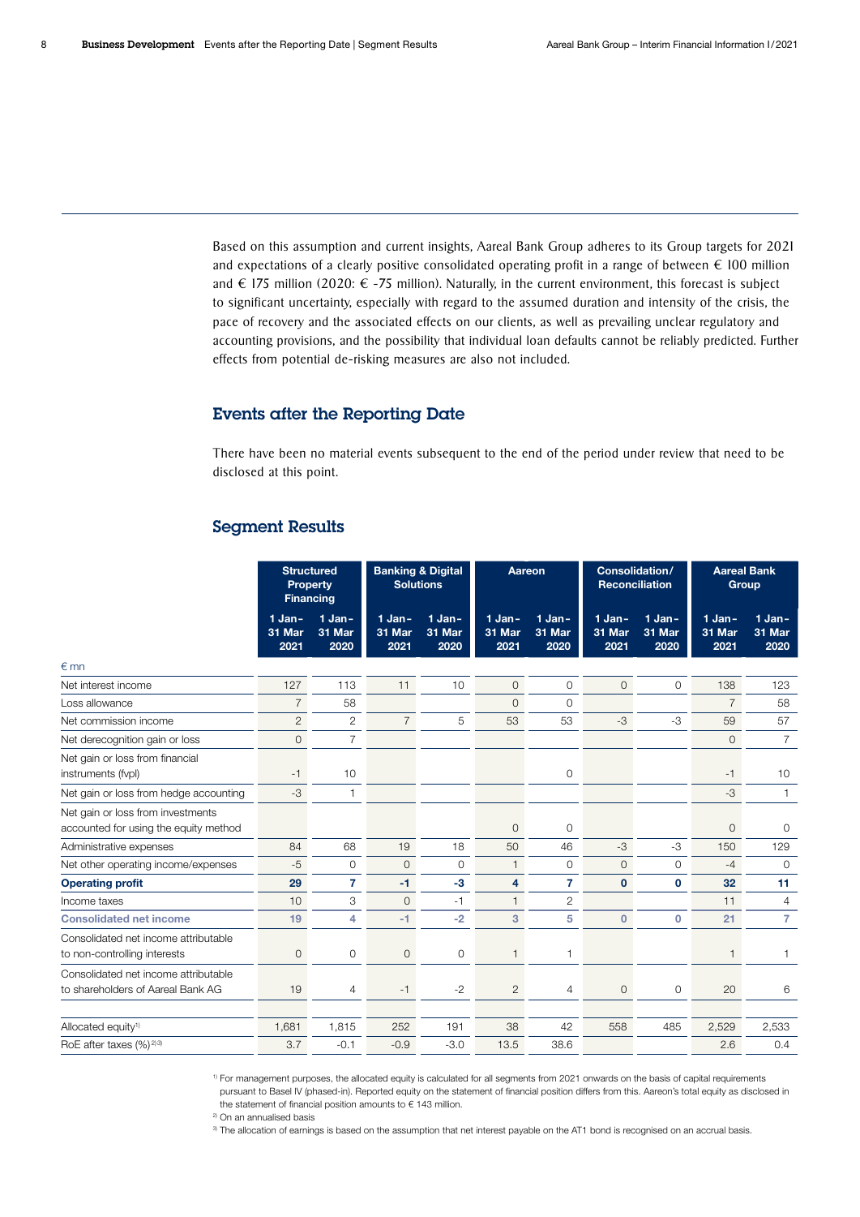Based on this assumption and current insights, Aareal Bank Group adheres to its Group targets for 2021 and expectations of a clearly positive consolidated operating profit in a range of between € 100 million and € 175 million (2020: € -75 million). Naturally, in the current environment, this forecast is subject to significant uncertainty, especially with regard to the assumed duration and intensity of the crisis, the pace of recovery and the associated effects on our clients, as well as prevailing unclear regulatory and accounting provisions, and the possibility that individual loan defaults cannot be reliably predicted. Further effects from potential de-risking measures are also not included.

## Events after the Reporting Date

There have been no material events subsequent to the end of the period under review that need to be disclosed at this point.

## Segment Results

| | Structured Property Financing | | Banking & Digital Solutions | | Aareon | | Consolidation/ Reconciliation | | Aareal Bank Group | |
|---|---|---|---|---|---|---|---|---|---|---|
| | 1 Jan-31 Mar 2021 | 1 Jan-31 Mar 2020 | 1 Jan-31 Mar 2021 | 1 Jan-31 Mar 2020 | 1 Jan-31 Mar 2021 | 1 Jan-31 Mar 2020 | 1 Jan-31 Mar 2021 | 1 Jan-31 Mar 2020 | 1 Jan-31 Mar 2021 | 1 Jan-31 Mar 2020 |
| € mn | | | | | | | | | | |
| Net interest income | 127 | 113 | 11 | 10 | 0 | 0 | 0 | 0 | 138 | 123 |
| Loss allowance | 7 | 58 | | | 0 | 0 | | | 7 | 58 |
| Net commission income | 2 | 2 | 7 | 5 | 53 | 53 | -3 | -3 | 59 | 57 |
| Net derecognition gain or loss | 0 | 7 | | | | | | | 0 | 7 |
| Net gain or loss from financial instruments (fvpl) | -1 | 10 | | | | 0 | | | -1 | 10 |
| Net gain or loss from hedge accounting | -3 | 1 | | | | | | | -3 | 1 |
| Net gain or loss from investments accounted for using the equity method | | | | | 0 | 0 | | | 0 | 0 |
| Administrative expenses | 84 | 68 | 19 | 18 | 50 | 46 | -3 | -3 | 150 | 129 |
| Net other operating income/expenses | -5 | 0 | 0 | 0 | 1 | 0 | 0 | 0 | -4 | 0 |
| **Operating profit** | **29** | **7** | **-1** | **-3** | **4** | **7** | **0** | **0** | **32** | **11** |
| Income taxes | 10 | 3 | 0 | -1 | 1 | 2 | | | 11 | 4 |
| **Consolidated net income** | **19** | **4** | **-1** | **-2** | **3** | **5** | **0** | **0** | **21** | **7** |
| Consolidated net income attributable to non-controlling interests | 0 | 0 | 0 | 0 | 1 | 1 | | | 1 | 1 |
| Consolidated net income attributable to shareholders of Aareal Bank AG | 19 | 4 | -1 | -2 | 2 | 4 | 0 | 0 | 20 | 6 |
| | | | | | | | | | | |
| Allocated equity[1] | 1,681 | 1,815 | 252 | 191 | 38 | 42 | 558 | 485 | 2,529 | 2,533 |
| RoE after taxes (%)[2][3] | 3.7 | -0.1 | -0.9 | -3.0 | 13.5 | 38.6 | | | 2.6 | 0.4 |

[1] For management purposes, the allocated equity is calculated for all segments from 2021 onwards on the basis of capital requirements pursuant to Basel IV (phased-in). Reported equity on the statement of financial position differs from this. Aareon's total equity as disclosed in the statement of financial position amounts to € 143 million.

[2] On an annualised basis

[3] The allocation of earnings is based on the assumption that net interest payable on the AT1 bond is recognised on an accrual basis.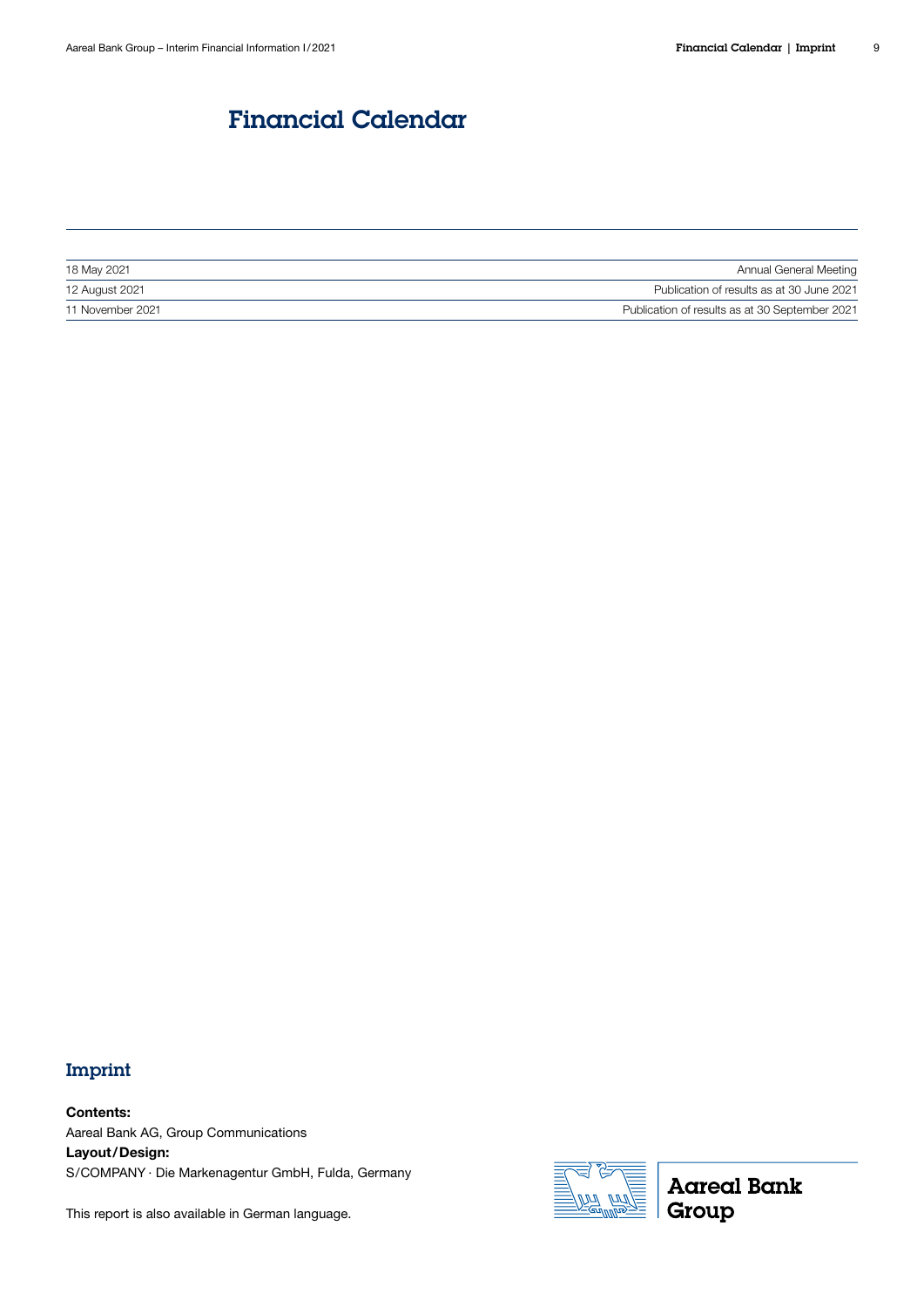# Financial Calendar

| | |
|---|---|
| 18 May 2021 | Annual General Meeting |
| 12 August 2021 | Publication of results as at 30 June 2021 |
| 11 November 2021 | Publication of results as at 30 September 2021 |

## Imprint

**Contents:**
Aareal Bank AG, Group Communications
**Layout/Design:**
S/COMPANY · Die Markenagentur GmbH, Fulda, Germany

This report is also available in German language.

Aareal Bank Group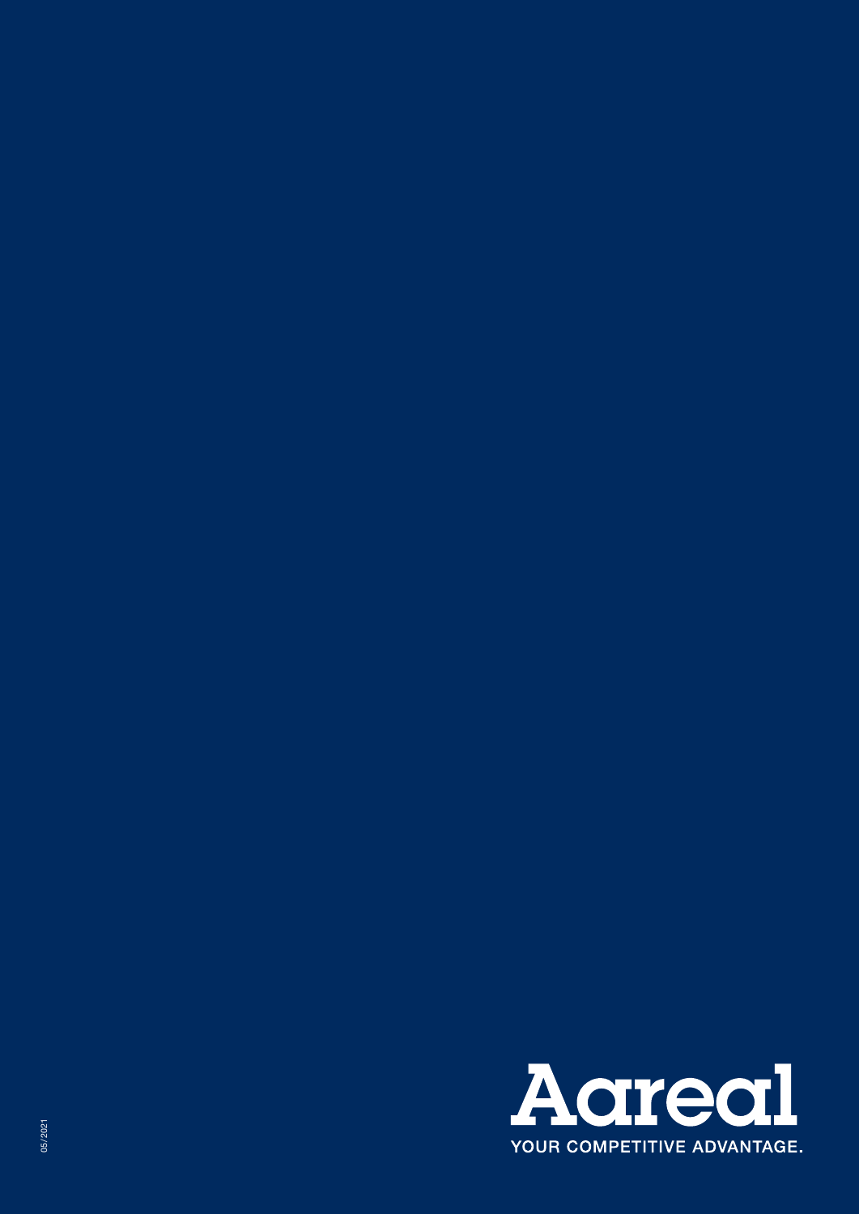05/2021

Aareal

YOUR COMPETITIVE ADVANTAGE.